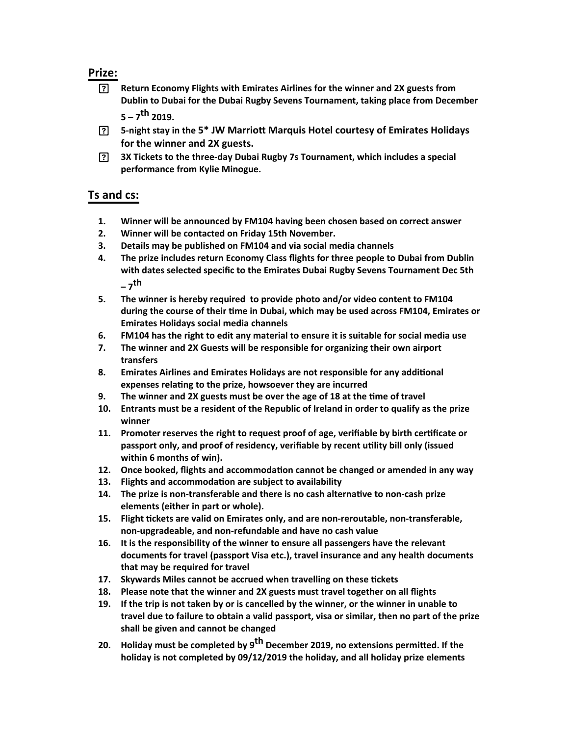## Prize:

- Return Economy Flights with Emirates Airlines for the winner and 2X guests from Dublin to Dubai for the Dubai Rugby Sevens Tournament, taking place from December 5 – 7th 2019.
- 5-night stay in the 5* JW Marriott Marquis Hotel courtesy of Emirates Holidays for the winner and 2X guests.
- 3X Tickets to the three-day Dubai Rugby 7s Tournament, which includes a special performance from Kylie Minogue.

## Ts and cs:

1. Winner will be announced by FM104 having been chosen based on correct answer
2. Winner will be contacted on Friday 15th November.
3. Details may be published on FM104 and via social media channels
4. The prize includes return Economy Class flights for three people to Dubai from Dublin with dates selected specific to the Emirates Dubai Rugby Sevens Tournament Dec 5th – 7th
5. The winner is hereby required to provide photo and/or video content to FM104 during the course of their time in Dubai, which may be used across FM104, Emirates or Emirates Holidays social media channels
6. FM104 has the right to edit any material to ensure it is suitable for social media use
7. The winner and 2X Guests will be responsible for organizing their own airport transfers
8. Emirates Airlines and Emirates Holidays are not responsible for any additional expenses relating to the prize, howsoever they are incurred
9. The winner and 2X guests must be over the age of 18 at the time of travel
10. Entrants must be a resident of the Republic of Ireland in order to qualify as the prize winner
11. Promoter reserves the right to request proof of age, verifiable by birth certificate or passport only, and proof of residency, verifiable by recent utility bill only (issued within 6 months of win).
12. Once booked, flights and accommodation cannot be changed or amended in any way
13. Flights and accommodation are subject to availability
14. The prize is non-transferable and there is no cash alternative to non-cash prize elements (either in part or whole).
15. Flight tickets are valid on Emirates only, and are non-reroutable, non-transferable, non-upgradeable, and non-refundable and have no cash value
16. It is the responsibility of the winner to ensure all passengers have the relevant documents for travel (passport Visa etc.), travel insurance and any health documents that may be required for travel
17. Skywards Miles cannot be accrued when travelling on these tickets
18. Please note that the winner and 2X guests must travel together on all flights
19. If the trip is not taken by or is cancelled by the winner, or the winner in unable to travel due to failure to obtain a valid passport, visa or similar, then no part of the prize shall be given and cannot be changed
20. Holiday must be completed by 9th December 2019, no extensions permitted. If the holiday is not completed by 09/12/2019 the holiday, and all holiday prize elements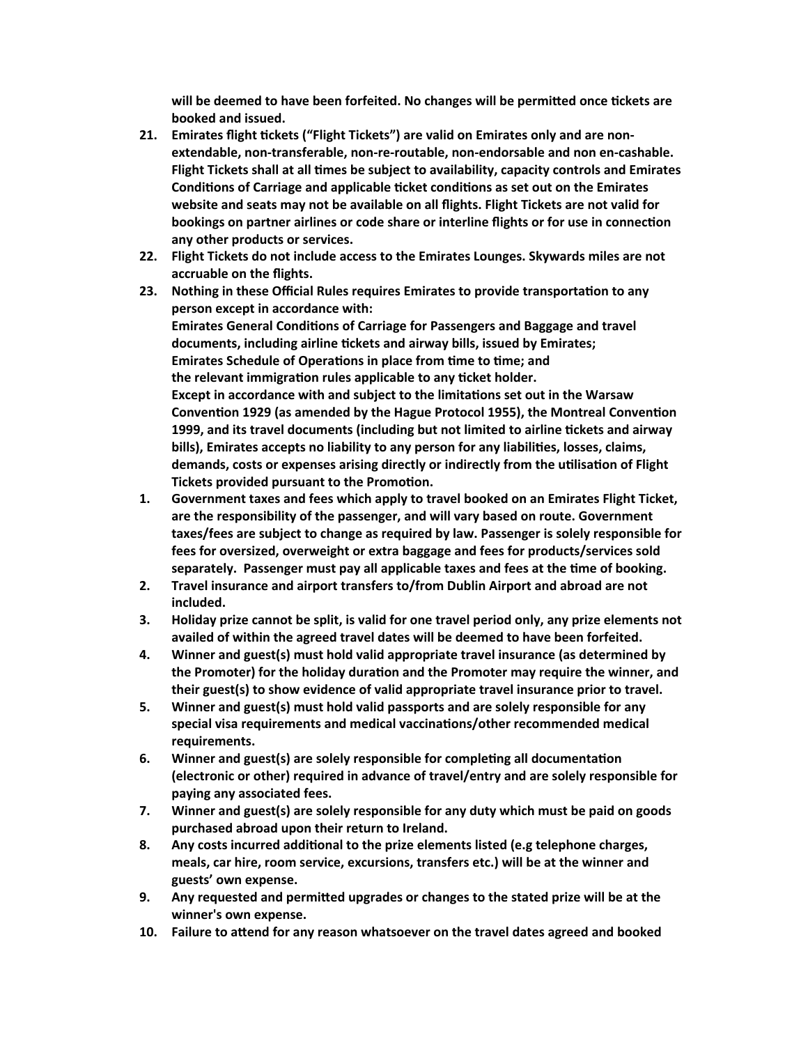**will be deemed to have been forfeited. No changes will be permitted once tickets are booked and issued.**

21. **Emirates flight tickets ("Flight Tickets") are valid on Emirates only and are non-extendable, non-transferable, non-re-routable, non-endorsable and non en-cashable. Flight Tickets shall at all times be subject to availability, capacity controls and Emirates Conditions of Carriage and applicable ticket conditions as set out on the Emirates website and seats may not be available on all flights. Flight Tickets are not valid for bookings on partner airlines or code share or interline flights or for use in connection any other products or services.**
22. **Flight Tickets do not include access to the Emirates Lounges. Skywards miles are not accruable on the flights.**
23. **Nothing in these Official Rules requires Emirates to provide transportation to any person except in accordance with:**
    **Emirates General Conditions of Carriage for Passengers and Baggage and travel documents, including airline tickets and airway bills, issued by Emirates;**
    **Emirates Schedule of Operations in place from time to time; and**
    **the relevant immigration rules applicable to any ticket holder.**
    **Except in accordance with and subject to the limitations set out in the Warsaw Convention 1929 (as amended by the Hague Protocol 1955), the Montreal Convention 1999, and its travel documents (including but not limited to airline tickets and airway bills), Emirates accepts no liability to any person for any liabilities, losses, claims, demands, costs or expenses arising directly or indirectly from the utilisation of Flight Tickets provided pursuant to the Promotion.**

1. **Government taxes and fees which apply to travel booked on an Emirates Flight Ticket, are the responsibility of the passenger, and will vary based on route. Government taxes/fees are subject to change as required by law. Passenger is solely responsible for fees for oversized, overweight or extra baggage and fees for products/services sold separately. Passenger must pay all applicable taxes and fees at the time of booking.**
2. **Travel insurance and airport transfers to/from Dublin Airport and abroad are not included.**
3. **Holiday prize cannot be split, is valid for one travel period only, any prize elements not availed of within the agreed travel dates will be deemed to have been forfeited.**
4. **Winner and guest(s) must hold valid appropriate travel insurance (as determined by the Promoter) for the holiday duration and the Promoter may require the winner, and their guest(s) to show evidence of valid appropriate travel insurance prior to travel.**
5. **Winner and guest(s) must hold valid passports and are solely responsible for any special visa requirements and medical vaccinations/other recommended medical requirements.**
6. **Winner and guest(s) are solely responsible for completing all documentation (electronic or other) required in advance of travel/entry and are solely responsible for paying any associated fees.**
7. **Winner and guest(s) are solely responsible for any duty which must be paid on goods purchased abroad upon their return to Ireland.**
8. **Any costs incurred additional to the prize elements listed (e.g telephone charges, meals, car hire, room service, excursions, transfers etc.) will be at the winner and guests' own expense.**
9. **Any requested and permitted upgrades or changes to the stated prize will be at the winner's own expense.**
10. **Failure to attend for any reason whatsoever on the travel dates agreed and booked**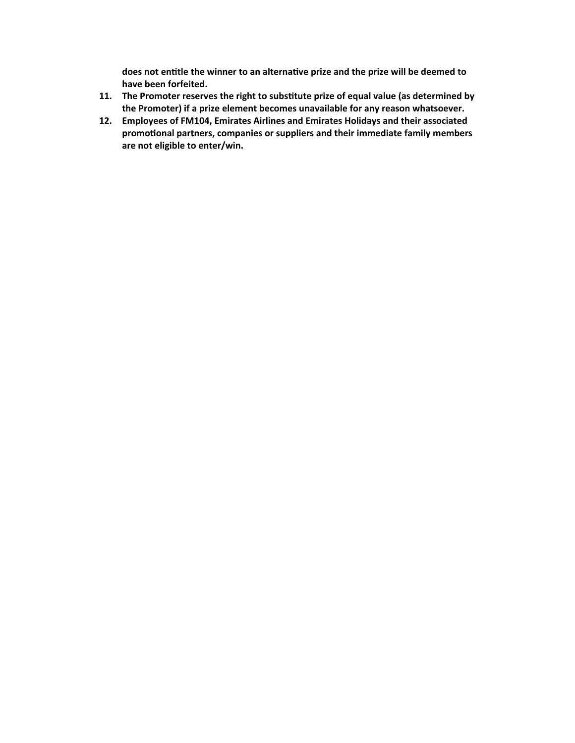**does not entitle the winner to an alternative prize and the prize will be deemed to have been forfeited.**

11. **The Promoter reserves the right to substitute prize of equal value (as determined by the Promoter) if a prize element becomes unavailable for any reason whatsoever.**
12. **Employees of FM104, Emirates Airlines and Emirates Holidays and their associated promotional partners, companies or suppliers and their immediate family members are not eligible to enter/win.**